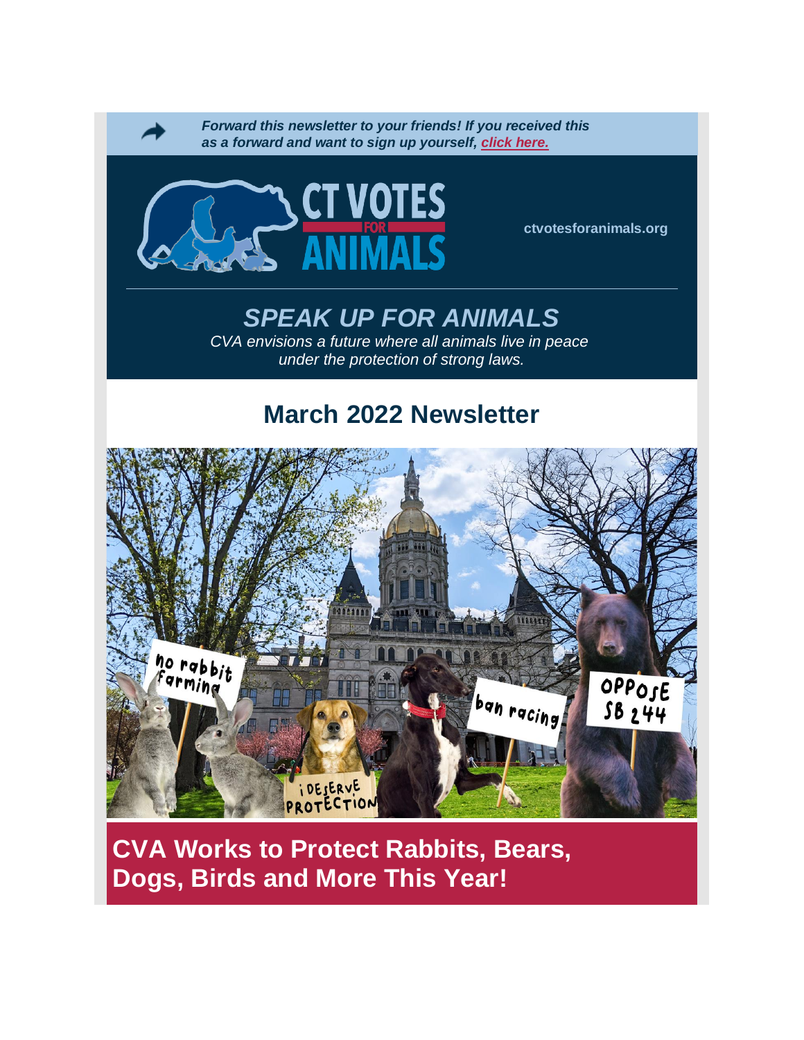*Forward this newsletter to your friends! If you received this as a forward and want to sign up yourself, click here.*

CT VOTES FOR ANIMALS

ctvotesforanimals.org

## *SPEAK UP FOR ANIMALS*

*CVA envisions a future where all animals live in peace under the protection of strong laws.*

# March 2022 Newsletter

## CVA Works to Protect Rabbits, Bears, Dogs, Birds and More This Year!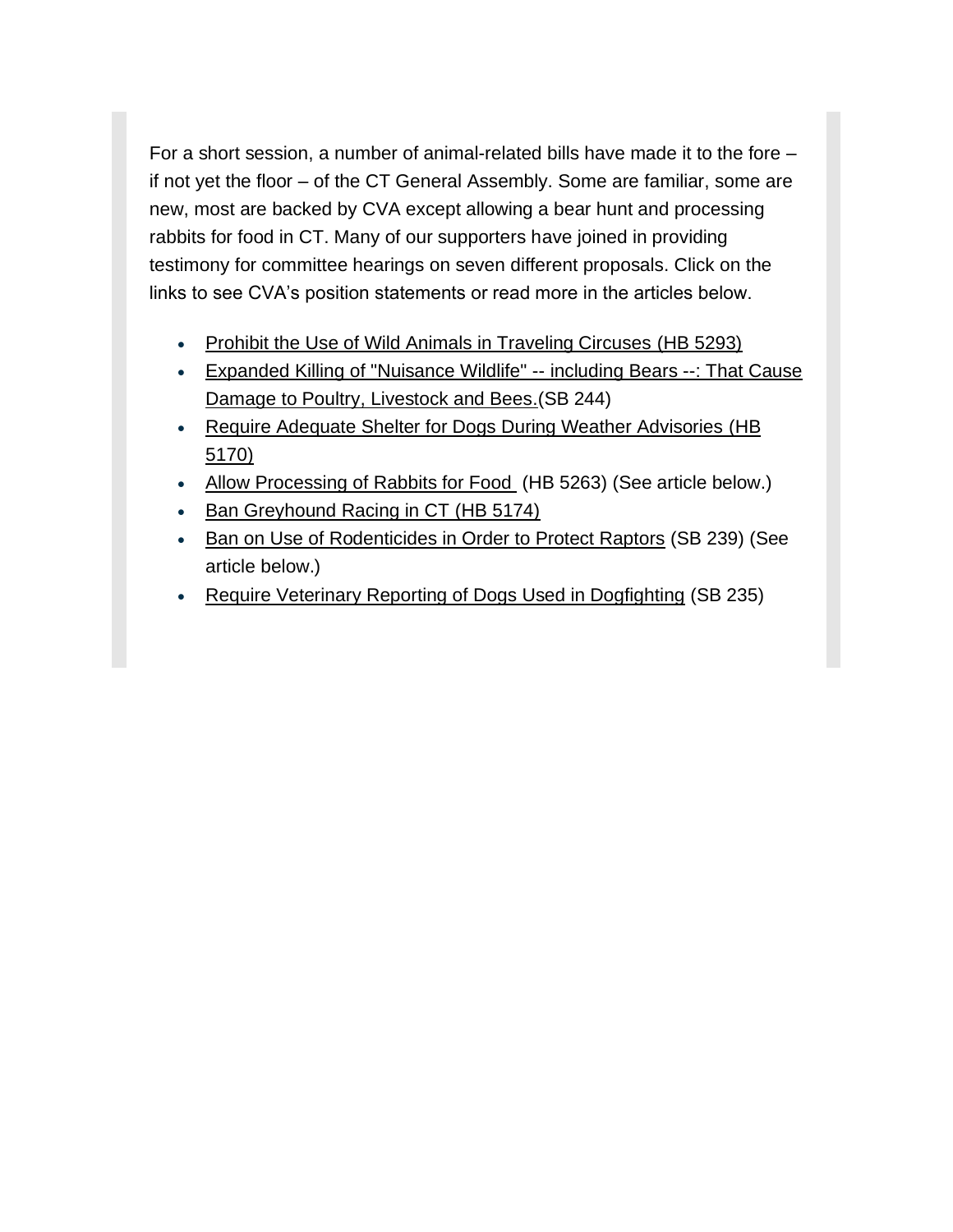For a short session, a number of animal-related bills have made it to the fore – if not yet the floor – of the CT General Assembly. Some are familiar, some are new, most are backed by CVA except allowing a bear hunt and processing rabbits for food in CT. Many of our supporters have joined in providing testimony for committee hearings on seven different proposals. Click on the links to see CVA's position statements or read more in the articles below.

- Prohibit the Use of Wild Animals in Traveling Circuses (HB 5293)
- Expanded Killing of "Nuisance Wildlife" -- including Bears --: That Cause Damage to Poultry, Livestock and Bees.(SB 244)
- Require Adequate Shelter for Dogs During Weather Advisories (HB 5170)
- Allow Processing of Rabbits for Food (HB 5263) (See article below.)
- Ban Greyhound Racing in CT (HB 5174)
- Ban on Use of Rodenticides in Order to Protect Raptors (SB 239) (See article below.)
- Require Veterinary Reporting of Dogs Used in Dogfighting (SB 235)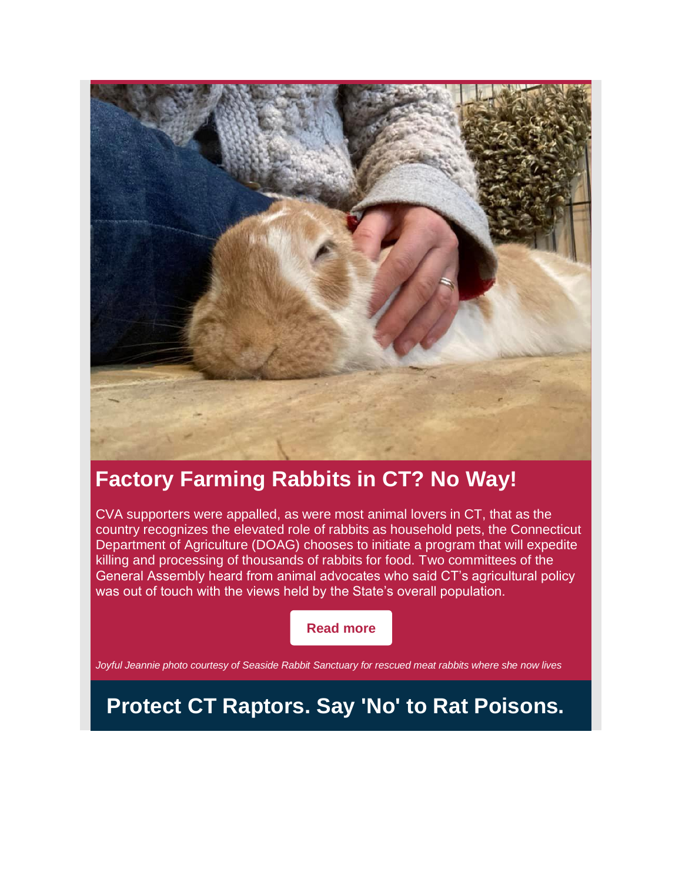## Factory Farming Rabbits in CT? No Way!

CVA supporters were appalled, as were most animal lovers in CT, that as the country recognizes the elevated role of rabbits as household pets, the Connecticut Department of Agriculture (DOAG) chooses to initiate a program that will expedite killing and processing of thousands of rabbits for food. Two committees of the General Assembly heard from animal advocates who said CT's agricultural policy was out of touch with the views held by the State's overall population.

**Read more**

*Joyful Jeannie photo courtesy of Seaside Rabbit Sanctuary for rescued meat rabbits where she now lives*

## Protect CT Raptors. Say 'No' to Rat Poisons.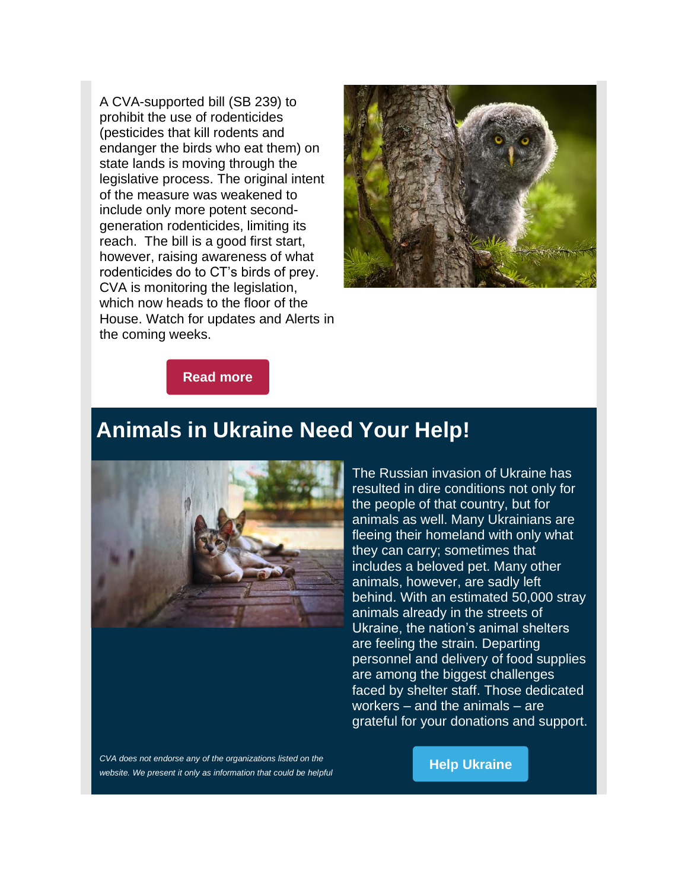A CVA-supported bill (SB 239) to prohibit the use of rodenticides (pesticides that kill rodents and endanger the birds who eat them) on state lands is moving through the legislative process. The original intent of the measure was weakened to include only more potent second-generation rodenticides, limiting its reach. The bill is a good first start, however, raising awareness of what rodenticides do to CT's birds of prey. CVA is monitoring the legislation, which now heads to the floor of the House. Watch for updates and Alerts in the coming weeks.

**Read more**

## Animals in Ukraine Need Your Help!

The Russian invasion of Ukraine has resulted in dire conditions not only for the people of that country, but for animals as well. Many Ukrainians are fleeing their homeland with only what they can carry; sometimes that includes a beloved pet. Many other animals, however, are sadly left behind. With an estimated 50,000 stray animals already in the streets of Ukraine, the nation's animal shelters are feeling the strain. Departing personnel and delivery of food supplies are among the biggest challenges faced by shelter staff. Those dedicated workers – and the animals – are grateful for your donations and support.

*CVA does not endorse any of the organizations listed on the website. We present it only as information that could be helpful*

**Help Ukraine**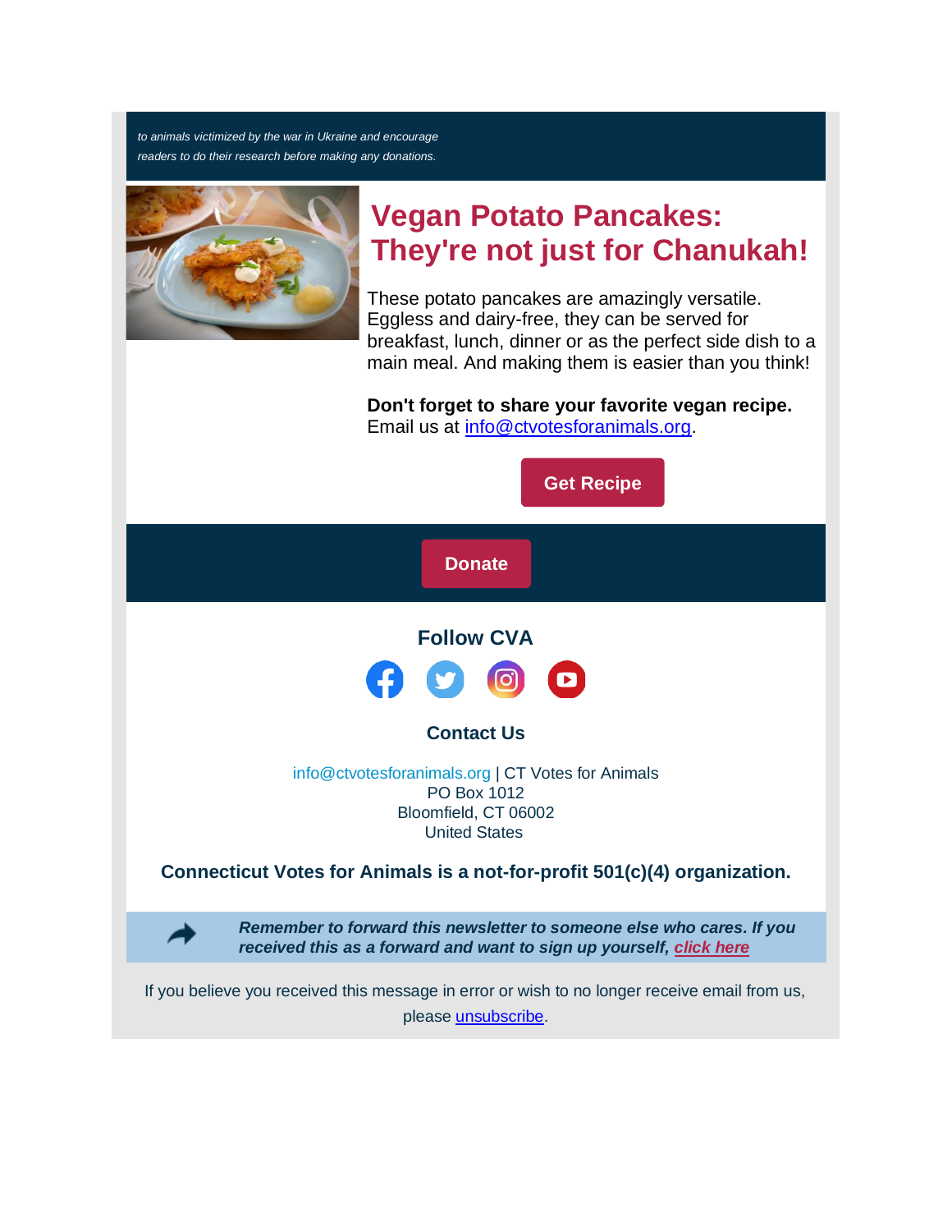*to animals victimized by the war in Ukraine and encourage readers to do their research before making any donations.*

## Vegan Potato Pancakes: They're not just for Chanukah!

These potato pancakes are amazingly versatile. Eggless and dairy-free, they can be served for breakfast, lunch, dinner or as the perfect side dish to a main meal. And making them is easier than you think!

**Don't forget to share your favorite vegan recipe.** Email us at info@ctvotesforanimals.org.

**Get Recipe**

**Donate**

### Follow CVA

### Contact Us

info@ctvotesforanimals.org | CT Votes for Animals
PO Box 1012
Bloomfield, CT 06002
United States

**Connecticut Votes for Animals is a not-for-profit 501(c)(4) organization.**

***Remember to forward this newsletter to someone else who cares. If you received this as a forward and want to sign up yourself, click here***

If you believe you received this message in error or wish to no longer receive email from us, please unsubscribe.